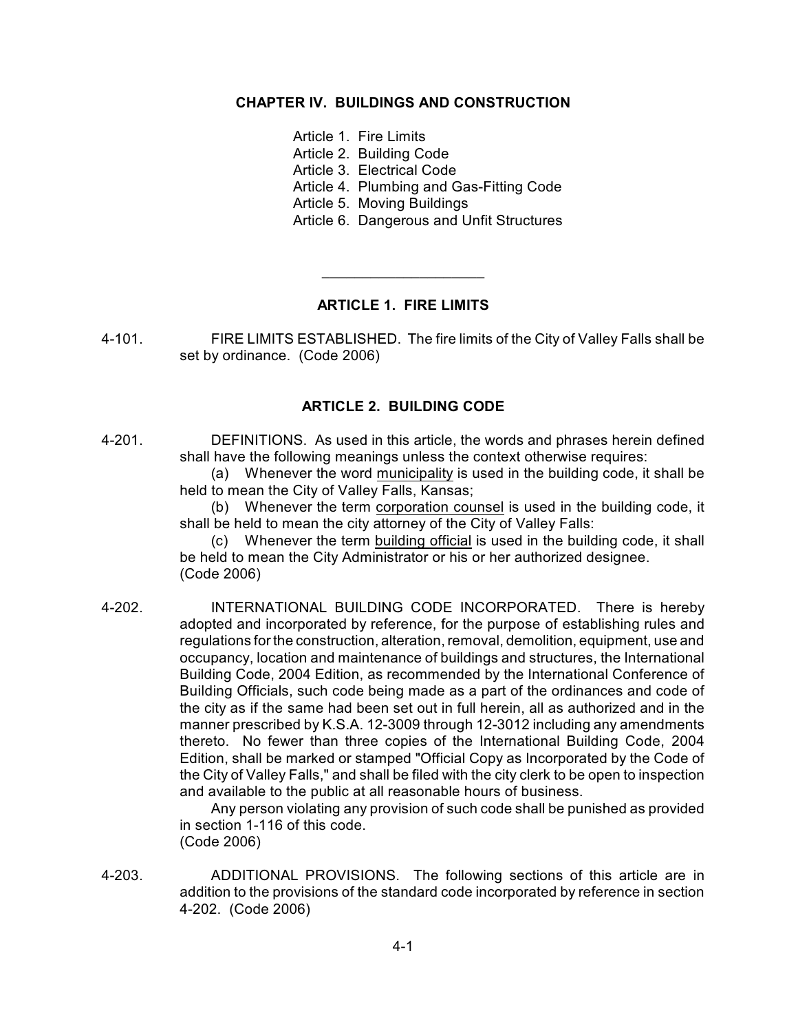# CHAPTER IV. BUILDINGS AND CONSTRUCTION

Article 1. Fire Limits
Article 2. Building Code
Article 3. Electrical Code
Article 4. Plumbing and Gas-Fitting Code
Article 5. Moving Buildings
Article 6. Dangerous and Unfit Structures

---

## ARTICLE 1. FIRE LIMITS

4-101. FIRE LIMITS ESTABLISHED. The fire limits of the City of Valley Falls shall be set by ordinance. (Code 2006)

## ARTICLE 2. BUILDING CODE

4-201. DEFINITIONS. As used in this article, the words and phrases herein defined shall have the following meanings unless the context otherwise requires:

(a) Whenever the word <u>municipality</u> is used in the building code, it shall be held to mean the City of Valley Falls, Kansas;

(b) Whenever the term <u>corporation counsel</u> is used in the building code, it shall be held to mean the city attorney of the City of Valley Falls:

(c) Whenever the term <u>building official</u> is used in the building code, it shall be held to mean the City Administrator or his or her authorized designee.
(Code 2006)

4-202. INTERNATIONAL BUILDING CODE INCORPORATED. There is hereby adopted and incorporated by reference, for the purpose of establishing rules and regulations for the construction, alteration, removal, demolition, equipment, use and occupancy, location and maintenance of buildings and structures, the International Building Code, 2004 Edition, as recommended by the International Conference of Building Officials, such code being made as a part of the ordinances and code of the city as if the same had been set out in full herein, all as authorized and in the manner prescribed by K.S.A. 12-3009 through 12-3012 including any amendments thereto. No fewer than three copies of the International Building Code, 2004 Edition, shall be marked or stamped "Official Copy as Incorporated by the Code of the City of Valley Falls," and shall be filed with the city clerk to be open to inspection and available to the public at all reasonable hours of business.

Any person violating any provision of such code shall be punished as provided in section 1-116 of this code.
(Code 2006)

4-203. ADDITIONAL PROVISIONS. The following sections of this article are in addition to the provisions of the standard code incorporated by reference in section 4-202. (Code 2006)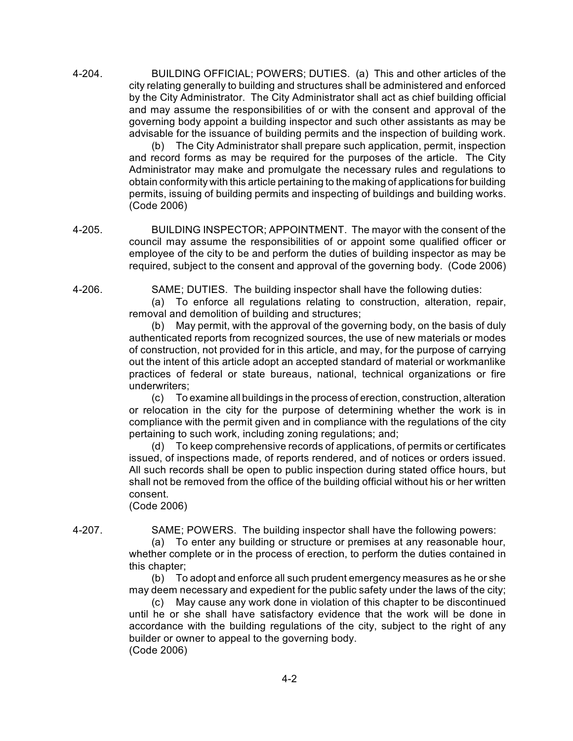4-204. BUILDING OFFICIAL; POWERS; DUTIES. (a) This and other articles of the city relating generally to building and structures shall be administered and enforced by the City Administrator. The City Administrator shall act as chief building official and may assume the responsibilities of or with the consent and approval of the governing body appoint a building inspector and such other assistants as may be advisable for the issuance of building permits and the inspection of building work.

(b) The City Administrator shall prepare such application, permit, inspection and record forms as may be required for the purposes of the article. The City Administrator may make and promulgate the necessary rules and regulations to obtain conformity with this article pertaining to the making of applications for building permits, issuing of building permits and inspecting of buildings and building works. (Code 2006)

4-205. BUILDING INSPECTOR; APPOINTMENT. The mayor with the consent of the council may assume the responsibilities of or appoint some qualified officer or employee of the city to be and perform the duties of building inspector as may be required, subject to the consent and approval of the governing body. (Code 2006)

4-206. SAME; DUTIES. The building inspector shall have the following duties:

(a) To enforce all regulations relating to construction, alteration, repair, removal and demolition of building and structures;

(b) May permit, with the approval of the governing body, on the basis of duly authenticated reports from recognized sources, the use of new materials or modes of construction, not provided for in this article, and may, for the purpose of carrying out the intent of this article adopt an accepted standard of material or workmanlike practices of federal or state bureaus, national, technical organizations or fire underwriters;

(c) To examine all buildings in the process of erection, construction, alteration or relocation in the city for the purpose of determining whether the work is in compliance with the permit given and in compliance with the regulations of the city pertaining to such work, including zoning regulations; and;

(d) To keep comprehensive records of applications, of permits or certificates issued, of inspections made, of reports rendered, and of notices or orders issued. All such records shall be open to public inspection during stated office hours, but shall not be removed from the office of the building official without his or her written consent.

(Code 2006)

4-207. SAME; POWERS. The building inspector shall have the following powers:

(a) To enter any building or structure or premises at any reasonable hour, whether complete or in the process of erection, to perform the duties contained in this chapter;

(b) To adopt and enforce all such prudent emergency measures as he or she may deem necessary and expedient for the public safety under the laws of the city;

(c) May cause any work done in violation of this chapter to be discontinued until he or she shall have satisfactory evidence that the work will be done in accordance with the building regulations of the city, subject to the right of any builder or owner to appeal to the governing body.

(Code 2006)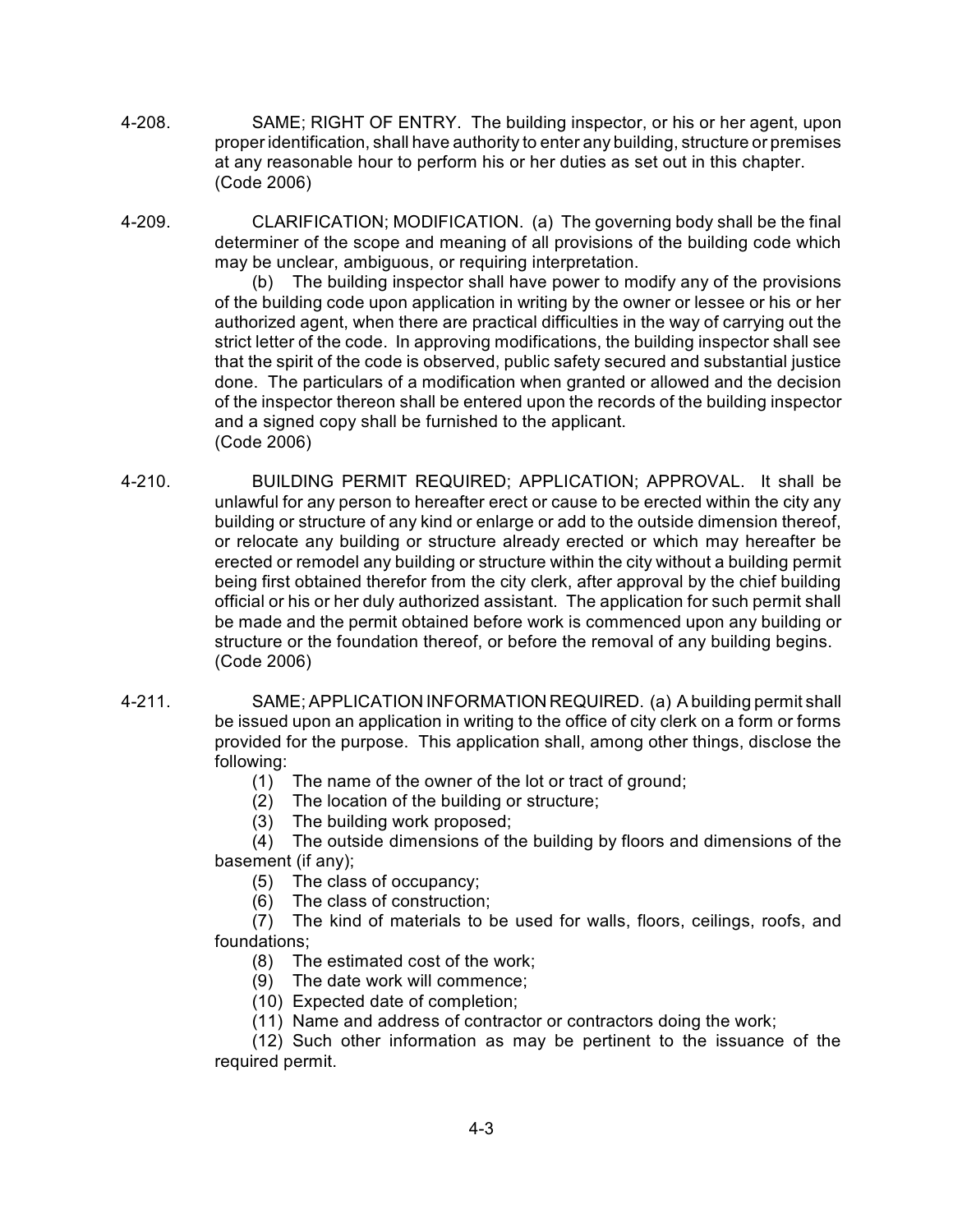4-208. SAME; RIGHT OF ENTRY. The building inspector, or his or her agent, upon proper identification, shall have authority to enter any building, structure or premises at any reasonable hour to perform his or her duties as set out in this chapter. (Code 2006)

4-209. CLARIFICATION; MODIFICATION. (a) The governing body shall be the final determiner of the scope and meaning of all provisions of the building code which may be unclear, ambiguous, or requiring interpretation.

(b) The building inspector shall have power to modify any of the provisions of the building code upon application in writing by the owner or lessee or his or her authorized agent, when there are practical difficulties in the way of carrying out the strict letter of the code. In approving modifications, the building inspector shall see that the spirit of the code is observed, public safety secured and substantial justice done. The particulars of a modification when granted or allowed and the decision of the inspector thereon shall be entered upon the records of the building inspector and a signed copy shall be furnished to the applicant. (Code 2006)

4-210. BUILDING PERMIT REQUIRED; APPLICATION; APPROVAL. It shall be unlawful for any person to hereafter erect or cause to be erected within the city any building or structure of any kind or enlarge or add to the outside dimension thereof, or relocate any building or structure already erected or which may hereafter be erected or remodel any building or structure within the city without a building permit being first obtained therefor from the city clerk, after approval by the chief building official or his or her duly authorized assistant. The application for such permit shall be made and the permit obtained before work is commenced upon any building or structure or the foundation thereof, or before the removal of any building begins. (Code 2006)

4-211. SAME; APPLICATION INFORMATION REQUIRED. (a) A building permit shall be issued upon an application in writing to the office of city clerk on a form or forms provided for the purpose. This application shall, among other things, disclose the following:

(1) The name of the owner of the lot or tract of ground;

(2) The location of the building or structure;

(3) The building work proposed;

(4) The outside dimensions of the building by floors and dimensions of the basement (if any);

(5) The class of occupancy;

(6) The class of construction;

(7) The kind of materials to be used for walls, floors, ceilings, roofs, and foundations;

(8) The estimated cost of the work;

(9) The date work will commence;

(10) Expected date of completion;

(11) Name and address of contractor or contractors doing the work;

(12) Such other information as may be pertinent to the issuance of the required permit.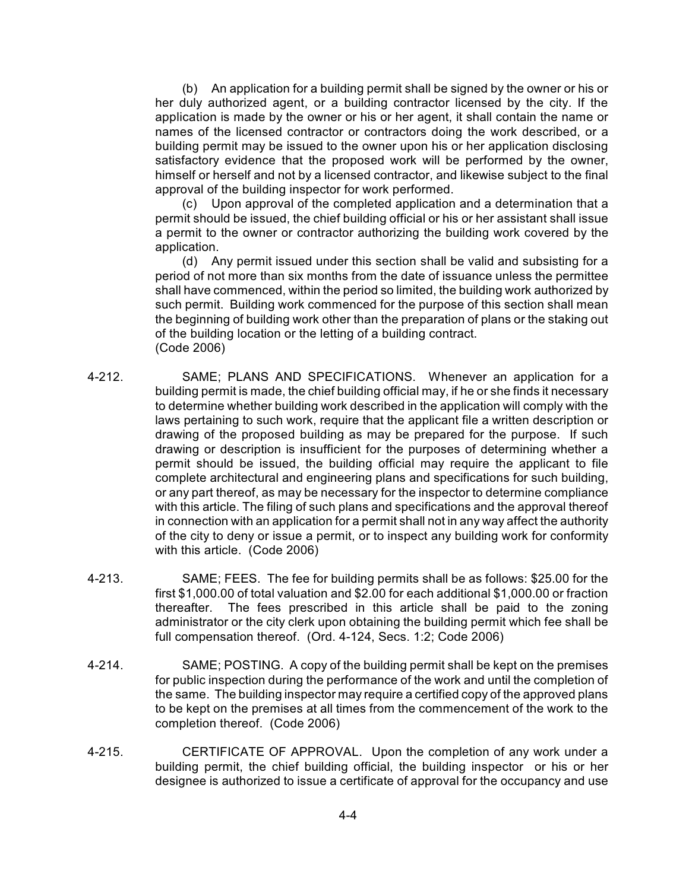(b) An application for a building permit shall be signed by the owner or his or her duly authorized agent, or a building contractor licensed by the city. If the application is made by the owner or his or her agent, it shall contain the name or names of the licensed contractor or contractors doing the work described, or a building permit may be issued to the owner upon his or her application disclosing satisfactory evidence that the proposed work will be performed by the owner, himself or herself and not by a licensed contractor, and likewise subject to the final approval of the building inspector for work performed.

(c) Upon approval of the completed application and a determination that a permit should be issued, the chief building official or his or her assistant shall issue a permit to the owner or contractor authorizing the building work covered by the application.

(d) Any permit issued under this section shall be valid and subsisting for a period of not more than six months from the date of issuance unless the permittee shall have commenced, within the period so limited, the building work authorized by such permit. Building work commenced for the purpose of this section shall mean the beginning of building work other than the preparation of plans or the staking out of the building location or the letting of a building contract.
(Code 2006)

4-212. SAME; PLANS AND SPECIFICATIONS. Whenever an application for a building permit is made, the chief building official may, if he or she finds it necessary to determine whether building work described in the application will comply with the laws pertaining to such work, require that the applicant file a written description or drawing of the proposed building as may be prepared for the purpose. If such drawing or description is insufficient for the purposes of determining whether a permit should be issued, the building official may require the applicant to file complete architectural and engineering plans and specifications for such building, or any part thereof, as may be necessary for the inspector to determine compliance with this article. The filing of such plans and specifications and the approval thereof in connection with an application for a permit shall not in any way affect the authority of the city to deny or issue a permit, or to inspect any building work for conformity with this article. (Code 2006)

4-213. SAME; FEES. The fee for building permits shall be as follows: $25.00 for the first $1,000.00 of total valuation and $2.00 for each additional $1,000.00 or fraction thereafter. The fees prescribed in this article shall be paid to the zoning administrator or the city clerk upon obtaining the building permit which fee shall be full compensation thereof. (Ord. 4-124, Secs. 1:2; Code 2006)

4-214. SAME; POSTING. A copy of the building permit shall be kept on the premises for public inspection during the performance of the work and until the completion of the same. The building inspector may require a certified copy of the approved plans to be kept on the premises at all times from the commencement of the work to the completion thereof. (Code 2006)

4-215. CERTIFICATE OF APPROVAL. Upon the completion of any work under a building permit, the chief building official, the building inspector or his or her designee is authorized to issue a certificate of approval for the occupancy and use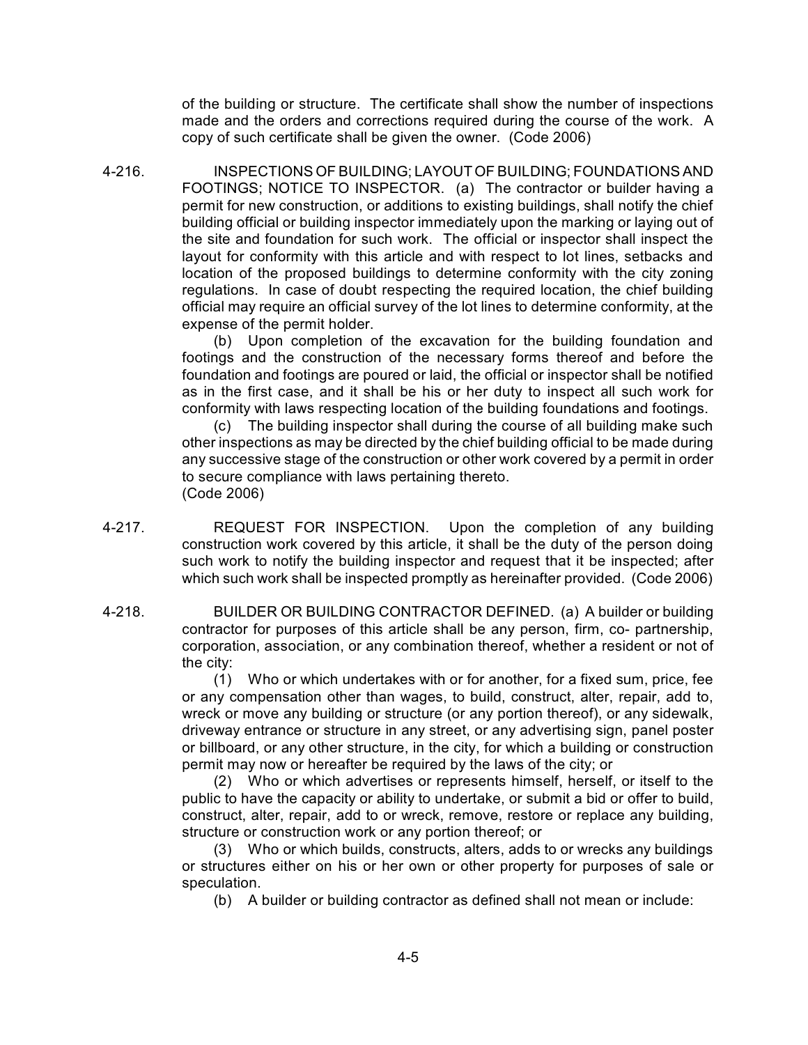of the building or structure. The certificate shall show the number of inspections made and the orders and corrections required during the course of the work. A copy of such certificate shall be given the owner. (Code 2006)

4-216. INSPECTIONS OF BUILDING; LAYOUT OF BUILDING; FOUNDATIONS AND FOOTINGS; NOTICE TO INSPECTOR. (a) The contractor or builder having a permit for new construction, or additions to existing buildings, shall notify the chief building official or building inspector immediately upon the marking or laying out of the site and foundation for such work. The official or inspector shall inspect the layout for conformity with this article and with respect to lot lines, setbacks and location of the proposed buildings to determine conformity with the city zoning regulations. In case of doubt respecting the required location, the chief building official may require an official survey of the lot lines to determine conformity, at the expense of the permit holder.

(b) Upon completion of the excavation for the building foundation and footings and the construction of the necessary forms thereof and before the foundation and footings are poured or laid, the official or inspector shall be notified as in the first case, and it shall be his or her duty to inspect all such work for conformity with laws respecting location of the building foundations and footings.

(c) The building inspector shall during the course of all building make such other inspections as may be directed by the chief building official to be made during any successive stage of the construction or other work covered by a permit in order to secure compliance with laws pertaining thereto.
(Code 2006)

4-217. REQUEST FOR INSPECTION. Upon the completion of any building construction work covered by this article, it shall be the duty of the person doing such work to notify the building inspector and request that it be inspected; after which such work shall be inspected promptly as hereinafter provided. (Code 2006)

4-218. BUILDER OR BUILDING CONTRACTOR DEFINED. (a) A builder or building contractor for purposes of this article shall be any person, firm, co- partnership, corporation, association, or any combination thereof, whether a resident or not of the city:

(1) Who or which undertakes with or for another, for a fixed sum, price, fee or any compensation other than wages, to build, construct, alter, repair, add to, wreck or move any building or structure (or any portion thereof), or any sidewalk, driveway entrance or structure in any street, or any advertising sign, panel poster or billboard, or any other structure, in the city, for which a building or construction permit may now or hereafter be required by the laws of the city; or

(2) Who or which advertises or represents himself, herself, or itself to the public to have the capacity or ability to undertake, or submit a bid or offer to build, construct, alter, repair, add to or wreck, remove, restore or replace any building, structure or construction work or any portion thereof; or

(3) Who or which builds, constructs, alters, adds to or wrecks any buildings or structures either on his or her own or other property for purposes of sale or speculation.

(b) A builder or building contractor as defined shall not mean or include: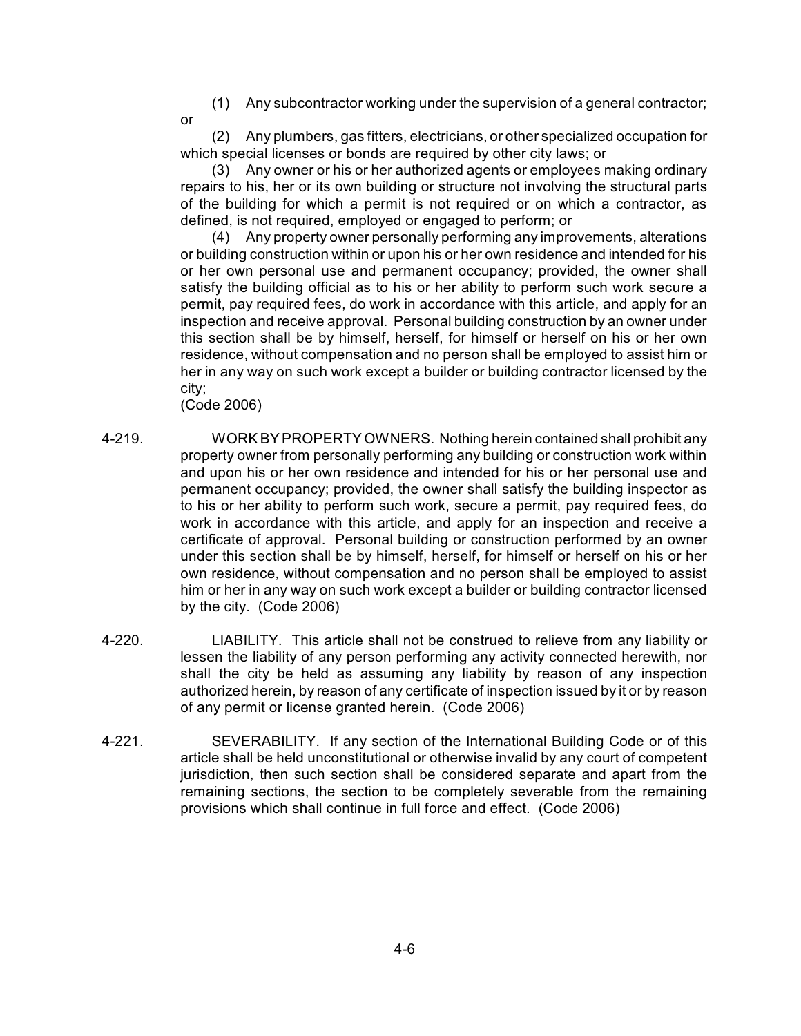(1) Any subcontractor working under the supervision of a general contractor; or

(2) Any plumbers, gas fitters, electricians, or other specialized occupation for which special licenses or bonds are required by other city laws; or

(3) Any owner or his or her authorized agents or employees making ordinary repairs to his, her or its own building or structure not involving the structural parts of the building for which a permit is not required or on which a contractor, as defined, is not required, employed or engaged to perform; or

(4) Any property owner personally performing any improvements, alterations or building construction within or upon his or her own residence and intended for his or her own personal use and permanent occupancy; provided, the owner shall satisfy the building official as to his or her ability to perform such work secure a permit, pay required fees, do work in accordance with this article, and apply for an inspection and receive approval. Personal building construction by an owner under this section shall be by himself, herself, for himself or herself on his or her own residence, without compensation and no person shall be employed to assist him or her in any way on such work except a builder or building contractor licensed by the city;

(Code 2006)

4-219. WORK BY PROPERTY OWNERS. Nothing herein contained shall prohibit any property owner from personally performing any building or construction work within and upon his or her own residence and intended for his or her personal use and permanent occupancy; provided, the owner shall satisfy the building inspector as to his or her ability to perform such work, secure a permit, pay required fees, do work in accordance with this article, and apply for an inspection and receive a certificate of approval. Personal building or construction performed by an owner under this section shall be by himself, herself, for himself or herself on his or her own residence, without compensation and no person shall be employed to assist him or her in any way on such work except a builder or building contractor licensed by the city. (Code 2006)

4-220. LIABILITY. This article shall not be construed to relieve from any liability or lessen the liability of any person performing any activity connected herewith, nor shall the city be held as assuming any liability by reason of any inspection authorized herein, by reason of any certificate of inspection issued by it or by reason of any permit or license granted herein. (Code 2006)

4-221. SEVERABILITY. If any section of the International Building Code or of this article shall be held unconstitutional or otherwise invalid by any court of competent jurisdiction, then such section shall be considered separate and apart from the remaining sections, the section to be completely severable from the remaining provisions which shall continue in full force and effect. (Code 2006)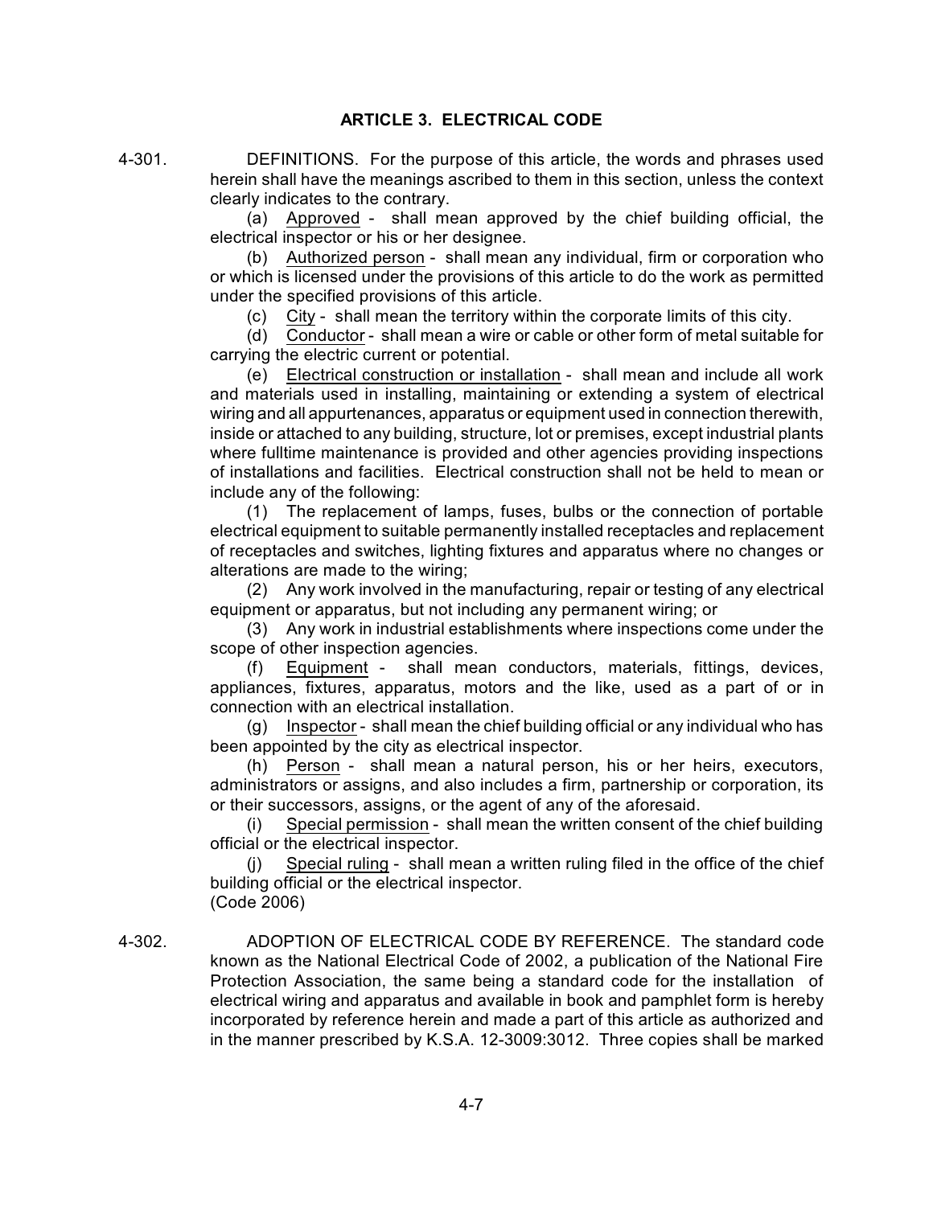## ARTICLE 3. ELECTRICAL CODE

4-301. DEFINITIONS. For the purpose of this article, the words and phrases used herein shall have the meanings ascribed to them in this section, unless the context clearly indicates to the contrary.

(a) Approved - shall mean approved by the chief building official, the electrical inspector or his or her designee.

(b) Authorized person - shall mean any individual, firm or corporation who or which is licensed under the provisions of this article to do the work as permitted under the specified provisions of this article.

(c) City - shall mean the territory within the corporate limits of this city.

(d) Conductor - shall mean a wire or cable or other form of metal suitable for carrying the electric current or potential.

(e) Electrical construction or installation - shall mean and include all work and materials used in installing, maintaining or extending a system of electrical wiring and all appurtenances, apparatus or equipment used in connection therewith, inside or attached to any building, structure, lot or premises, except industrial plants where fulltime maintenance is provided and other agencies providing inspections of installations and facilities. Electrical construction shall not be held to mean or include any of the following:

(1) The replacement of lamps, fuses, bulbs or the connection of portable electrical equipment to suitable permanently installed receptacles and replacement of receptacles and switches, lighting fixtures and apparatus where no changes or alterations are made to the wiring;

(2) Any work involved in the manufacturing, repair or testing of any electrical equipment or apparatus, but not including any permanent wiring; or

(3) Any work in industrial establishments where inspections come under the scope of other inspection agencies.

(f) Equipment - shall mean conductors, materials, fittings, devices, appliances, fixtures, apparatus, motors and the like, used as a part of or in connection with an electrical installation.

(g) Inspector - shall mean the chief building official or any individual who has been appointed by the city as electrical inspector.

(h) Person - shall mean a natural person, his or her heirs, executors, administrators or assigns, and also includes a firm, partnership or corporation, its or their successors, assigns, or the agent of any of the aforesaid.

(i) Special permission - shall mean the written consent of the chief building official or the electrical inspector.

(j) Special ruling - shall mean a written ruling filed in the office of the chief building official or the electrical inspector.

(Code 2006)

4-302. ADOPTION OF ELECTRICAL CODE BY REFERENCE. The standard code known as the National Electrical Code of 2002, a publication of the National Fire Protection Association, the same being a standard code for the installation of electrical wiring and apparatus and available in book and pamphlet form is hereby incorporated by reference herein and made a part of this article as authorized and in the manner prescribed by K.S.A. 12-3009:3012. Three copies shall be marked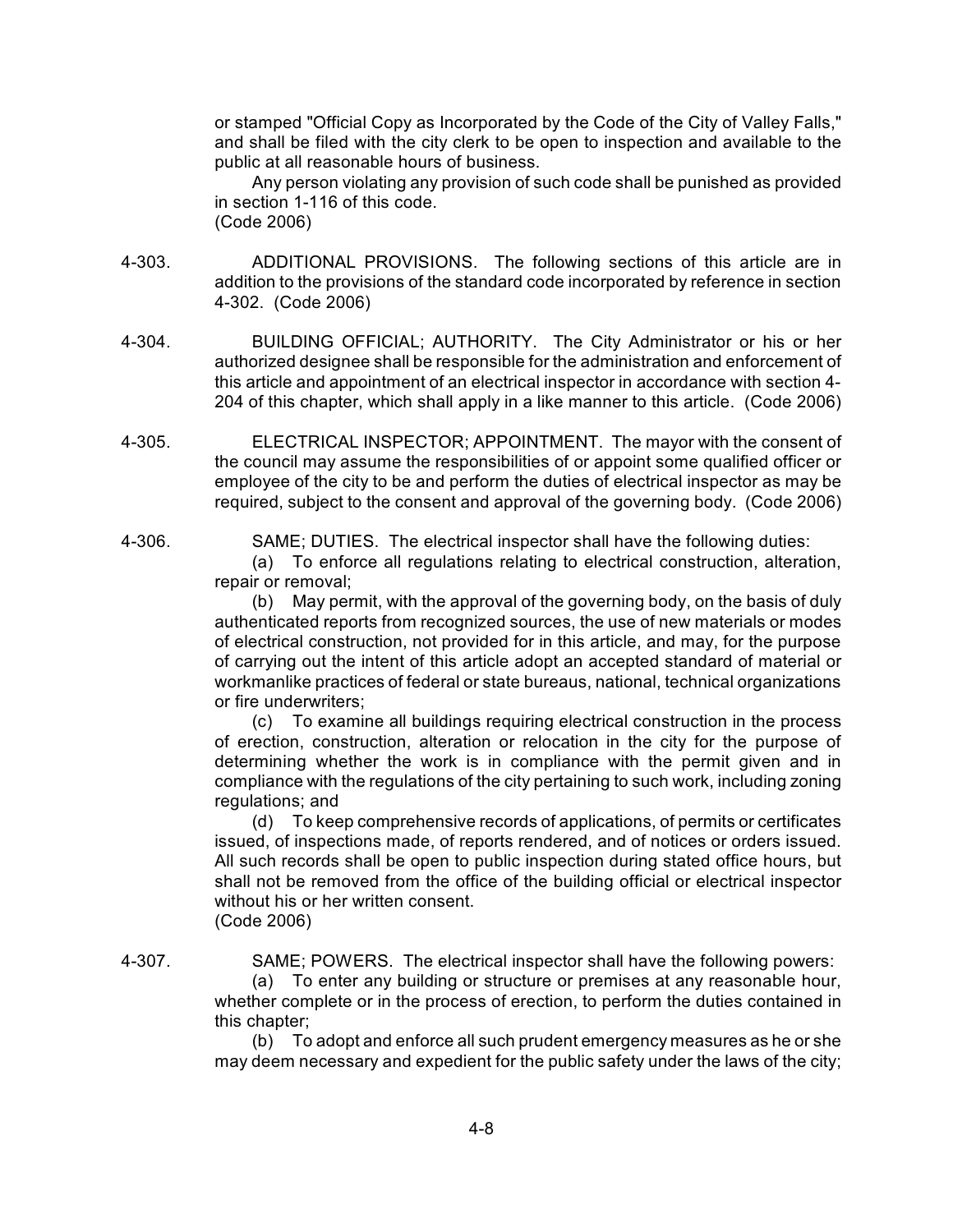or stamped "Official Copy as Incorporated by the Code of the City of Valley Falls," and shall be filed with the city clerk to be open to inspection and available to the public at all reasonable hours of business.

Any person violating any provision of such code shall be punished as provided in section 1-116 of this code.
(Code 2006)

4-303. ADDITIONAL PROVISIONS. The following sections of this article are in addition to the provisions of the standard code incorporated by reference in section 4-302. (Code 2006)

4-304. BUILDING OFFICIAL; AUTHORITY. The City Administrator or his or her authorized designee shall be responsible for the administration and enforcement of this article and appointment of an electrical inspector in accordance with section 4-204 of this chapter, which shall apply in a like manner to this article. (Code 2006)

4-305. ELECTRICAL INSPECTOR; APPOINTMENT. The mayor with the consent of the council may assume the responsibilities of or appoint some qualified officer or employee of the city to be and perform the duties of electrical inspector as may be required, subject to the consent and approval of the governing body. (Code 2006)

4-306. SAME; DUTIES. The electrical inspector shall have the following duties:

(a) To enforce all regulations relating to electrical construction, alteration, repair or removal;

(b) May permit, with the approval of the governing body, on the basis of duly authenticated reports from recognized sources, the use of new materials or modes of electrical construction, not provided for in this article, and may, for the purpose of carrying out the intent of this article adopt an accepted standard of material or workmanlike practices of federal or state bureaus, national, technical organizations or fire underwriters;

(c) To examine all buildings requiring electrical construction in the process of erection, construction, alteration or relocation in the city for the purpose of determining whether the work is in compliance with the permit given and in compliance with the regulations of the city pertaining to such work, including zoning regulations; and

(d) To keep comprehensive records of applications, of permits or certificates issued, of inspections made, of reports rendered, and of notices or orders issued. All such records shall be open to public inspection during stated office hours, but shall not be removed from the office of the building official or electrical inspector without his or her written consent.
(Code 2006)

4-307. SAME; POWERS. The electrical inspector shall have the following powers:

(a) To enter any building or structure or premises at any reasonable hour, whether complete or in the process of erection, to perform the duties contained in this chapter;

(b) To adopt and enforce all such prudent emergency measures as he or she may deem necessary and expedient for the public safety under the laws of the city;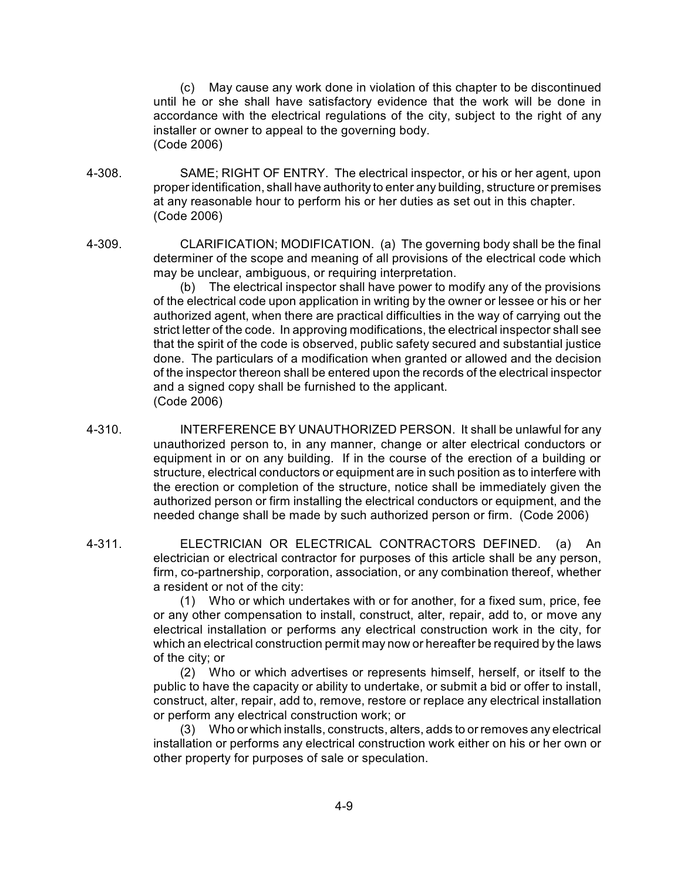(c) May cause any work done in violation of this chapter to be discontinued until he or she shall have satisfactory evidence that the work will be done in accordance with the electrical regulations of the city, subject to the right of any installer or owner to appeal to the governing body.
(Code 2006)

4-308. SAME; RIGHT OF ENTRY. The electrical inspector, or his or her agent, upon proper identification, shall have authority to enter any building, structure or premises at any reasonable hour to perform his or her duties as set out in this chapter.
(Code 2006)

4-309. CLARIFICATION; MODIFICATION. (a) The governing body shall be the final determiner of the scope and meaning of all provisions of the electrical code which may be unclear, ambiguous, or requiring interpretation.

(b) The electrical inspector shall have power to modify any of the provisions of the electrical code upon application in writing by the owner or lessee or his or her authorized agent, when there are practical difficulties in the way of carrying out the strict letter of the code. In approving modifications, the electrical inspector shall see that the spirit of the code is observed, public safety secured and substantial justice done. The particulars of a modification when granted or allowed and the decision of the inspector thereon shall be entered upon the records of the electrical inspector and a signed copy shall be furnished to the applicant.
(Code 2006)

4-310. INTERFERENCE BY UNAUTHORIZED PERSON. It shall be unlawful for any unauthorized person to, in any manner, change or alter electrical conductors or equipment in or on any building. If in the course of the erection of a building or structure, electrical conductors or equipment are in such position as to interfere with the erection or completion of the structure, notice shall be immediately given the authorized person or firm installing the electrical conductors or equipment, and the needed change shall be made by such authorized person or firm. (Code 2006)

4-311. ELECTRICIAN OR ELECTRICAL CONTRACTORS DEFINED. (a) An electrician or electrical contractor for purposes of this article shall be any person, firm, co-partnership, corporation, association, or any combination thereof, whether a resident or not of the city:

(1) Who or which undertakes with or for another, for a fixed sum, price, fee or any other compensation to install, construct, alter, repair, add to, or move any electrical installation or performs any electrical construction work in the city, for which an electrical construction permit may now or hereafter be required by the laws of the city; or

(2) Who or which advertises or represents himself, herself, or itself to the public to have the capacity or ability to undertake, or submit a bid or offer to install, construct, alter, repair, add to, remove, restore or replace any electrical installation or perform any electrical construction work; or

(3) Who or which installs, constructs, alters, adds to or removes any electrical installation or performs any electrical construction work either on his or her own or other property for purposes of sale or speculation.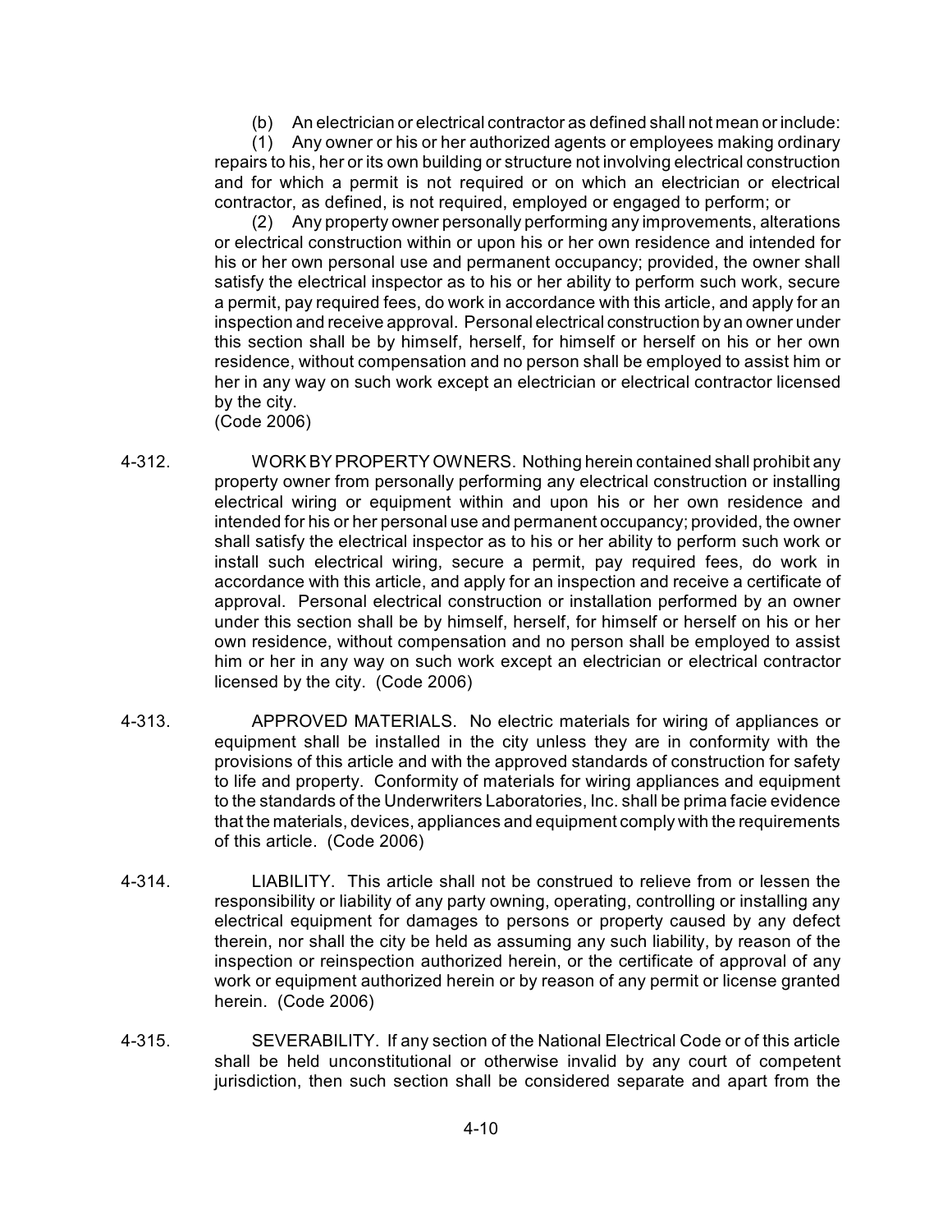(b) An electrician or electrical contractor as defined shall not mean or include:

(1) Any owner or his or her authorized agents or employees making ordinary repairs to his, her or its own building or structure not involving electrical construction and for which a permit is not required or on which an electrician or electrical contractor, as defined, is not required, employed or engaged to perform; or

(2) Any property owner personally performing any improvements, alterations or electrical construction within or upon his or her own residence and intended for his or her own personal use and permanent occupancy; provided, the owner shall satisfy the electrical inspector as to his or her ability to perform such work, secure a permit, pay required fees, do work in accordance with this article, and apply for an inspection and receive approval. Personal electrical construction by an owner under this section shall be by himself, herself, for himself or herself on his or her own residence, without compensation and no person shall be employed to assist him or her in any way on such work except an electrician or electrical contractor licensed by the city.

(Code 2006)

4-312. WORK BY PROPERTY OWNERS. Nothing herein contained shall prohibit any property owner from personally performing any electrical construction or installing electrical wiring or equipment within and upon his or her own residence and intended for his or her personal use and permanent occupancy; provided, the owner shall satisfy the electrical inspector as to his or her ability to perform such work or install such electrical wiring, secure a permit, pay required fees, do work in accordance with this article, and apply for an inspection and receive a certificate of approval. Personal electrical construction or installation performed by an owner under this section shall be by himself, herself, for himself or herself on his or her own residence, without compensation and no person shall be employed to assist him or her in any way on such work except an electrician or electrical contractor licensed by the city. (Code 2006)

4-313. APPROVED MATERIALS. No electric materials for wiring of appliances or equipment shall be installed in the city unless they are in conformity with the provisions of this article and with the approved standards of construction for safety to life and property. Conformity of materials for wiring appliances and equipment to the standards of the Underwriters Laboratories, Inc. shall be prima facie evidence that the materials, devices, appliances and equipment comply with the requirements of this article. (Code 2006)

4-314. LIABILITY. This article shall not be construed to relieve from or lessen the responsibility or liability of any party owning, operating, controlling or installing any electrical equipment for damages to persons or property caused by any defect therein, nor shall the city be held as assuming any such liability, by reason of the inspection or reinspection authorized herein, or the certificate of approval of any work or equipment authorized herein or by reason of any permit or license granted herein. (Code 2006)

4-315. SEVERABILITY. If any section of the National Electrical Code or of this article shall be held unconstitutional or otherwise invalid by any court of competent jurisdiction, then such section shall be considered separate and apart from the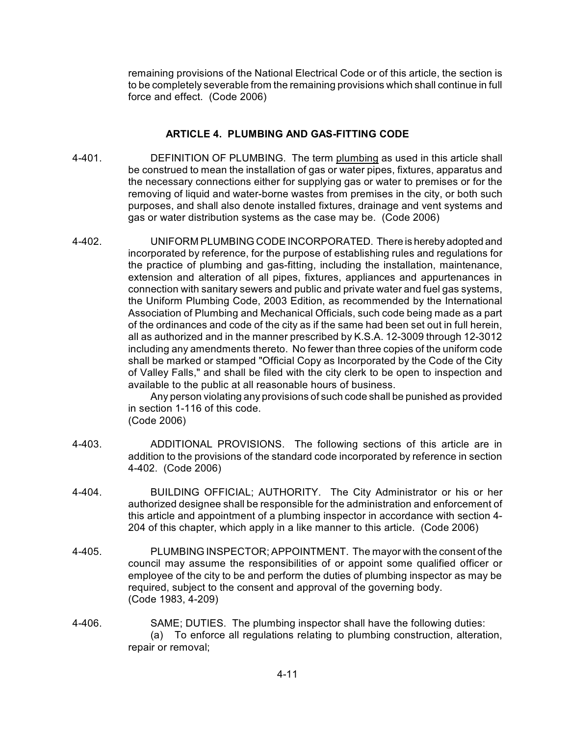remaining provisions of the National Electrical Code or of this article, the section is to be completely severable from the remaining provisions which shall continue in full force and effect. (Code 2006)

## ARTICLE 4. PLUMBING AND GAS-FITTING CODE

4-401. DEFINITION OF PLUMBING. The term plumbing as used in this article shall be construed to mean the installation of gas or water pipes, fixtures, apparatus and the necessary connections either for supplying gas or water to premises or for the removing of liquid and water-borne wastes from premises in the city, or both such purposes, and shall also denote installed fixtures, drainage and vent systems and gas or water distribution systems as the case may be. (Code 2006)

4-402. UNIFORM PLUMBING CODE INCORPORATED. There is hereby adopted and incorporated by reference, for the purpose of establishing rules and regulations for the practice of plumbing and gas-fitting, including the installation, maintenance, extension and alteration of all pipes, fixtures, appliances and appurtenances in connection with sanitary sewers and public and private water and fuel gas systems, the Uniform Plumbing Code, 2003 Edition, as recommended by the International Association of Plumbing and Mechanical Officials, such code being made as a part of the ordinances and code of the city as if the same had been set out in full herein, all as authorized and in the manner prescribed by K.S.A. 12-3009 through 12-3012 including any amendments thereto. No fewer than three copies of the uniform code shall be marked or stamped "Official Copy as Incorporated by the Code of the City of Valley Falls," and shall be filed with the city clerk to be open to inspection and available to the public at all reasonable hours of business.

Any person violating any provisions of such code shall be punished as provided in section 1-116 of this code.
(Code 2006)

4-403. ADDITIONAL PROVISIONS. The following sections of this article are in addition to the provisions of the standard code incorporated by reference in section 4-402. (Code 2006)

4-404. BUILDING OFFICIAL; AUTHORITY. The City Administrator or his or her authorized designee shall be responsible for the administration and enforcement of this article and appointment of a plumbing inspector in accordance with section 4-204 of this chapter, which apply in a like manner to this article. (Code 2006)

4-405. PLUMBING INSPECTOR; APPOINTMENT. The mayor with the consent of the council may assume the responsibilities of or appoint some qualified officer or employee of the city to be and perform the duties of plumbing inspector as may be required, subject to the consent and approval of the governing body.
(Code 1983, 4-209)

4-406. SAME; DUTIES. The plumbing inspector shall have the following duties:

(a) To enforce all regulations relating to plumbing construction, alteration, repair or removal;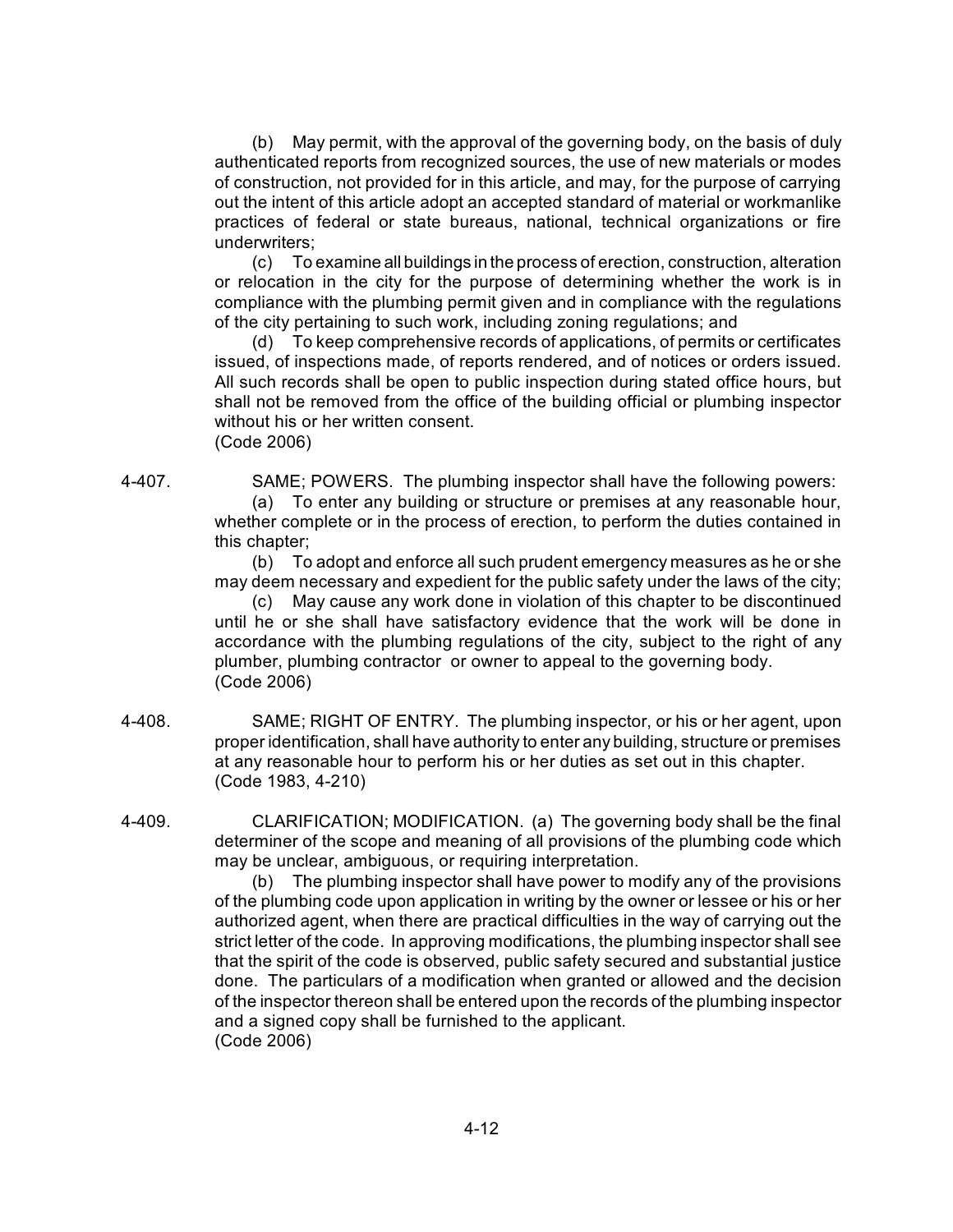(b) May permit, with the approval of the governing body, on the basis of duly authenticated reports from recognized sources, the use of new materials or modes of construction, not provided for in this article, and may, for the purpose of carrying out the intent of this article adopt an accepted standard of material or workmanlike practices of federal or state bureaus, national, technical organizations or fire underwriters;

(c) To examine all buildings in the process of erection, construction, alteration or relocation in the city for the purpose of determining whether the work is in compliance with the plumbing permit given and in compliance with the regulations of the city pertaining to such work, including zoning regulations; and

(d) To keep comprehensive records of applications, of permits or certificates issued, of inspections made, of reports rendered, and of notices or orders issued. All such records shall be open to public inspection during stated office hours, but shall not be removed from the office of the building official or plumbing inspector without his or her written consent.
(Code 2006)

4-407. SAME; POWERS. The plumbing inspector shall have the following powers:

(a) To enter any building or structure or premises at any reasonable hour, whether complete or in the process of erection, to perform the duties contained in this chapter;

(b) To adopt and enforce all such prudent emergency measures as he or she may deem necessary and expedient for the public safety under the laws of the city;

(c) May cause any work done in violation of this chapter to be discontinued until he or she shall have satisfactory evidence that the work will be done in accordance with the plumbing regulations of the city, subject to the right of any plumber, plumbing contractor or owner to appeal to the governing body.
(Code 2006)

4-408. SAME; RIGHT OF ENTRY. The plumbing inspector, or his or her agent, upon proper identification, shall have authority to enter any building, structure or premises at any reasonable hour to perform his or her duties as set out in this chapter.
(Code 1983, 4-210)

4-409. CLARIFICATION; MODIFICATION. (a) The governing body shall be the final determiner of the scope and meaning of all provisions of the plumbing code which may be unclear, ambiguous, or requiring interpretation.

(b) The plumbing inspector shall have power to modify any of the provisions of the plumbing code upon application in writing by the owner or lessee or his or her authorized agent, when there are practical difficulties in the way of carrying out the strict letter of the code. In approving modifications, the plumbing inspector shall see that the spirit of the code is observed, public safety secured and substantial justice done. The particulars of a modification when granted or allowed and the decision of the inspector thereon shall be entered upon the records of the plumbing inspector and a signed copy shall be furnished to the applicant.
(Code 2006)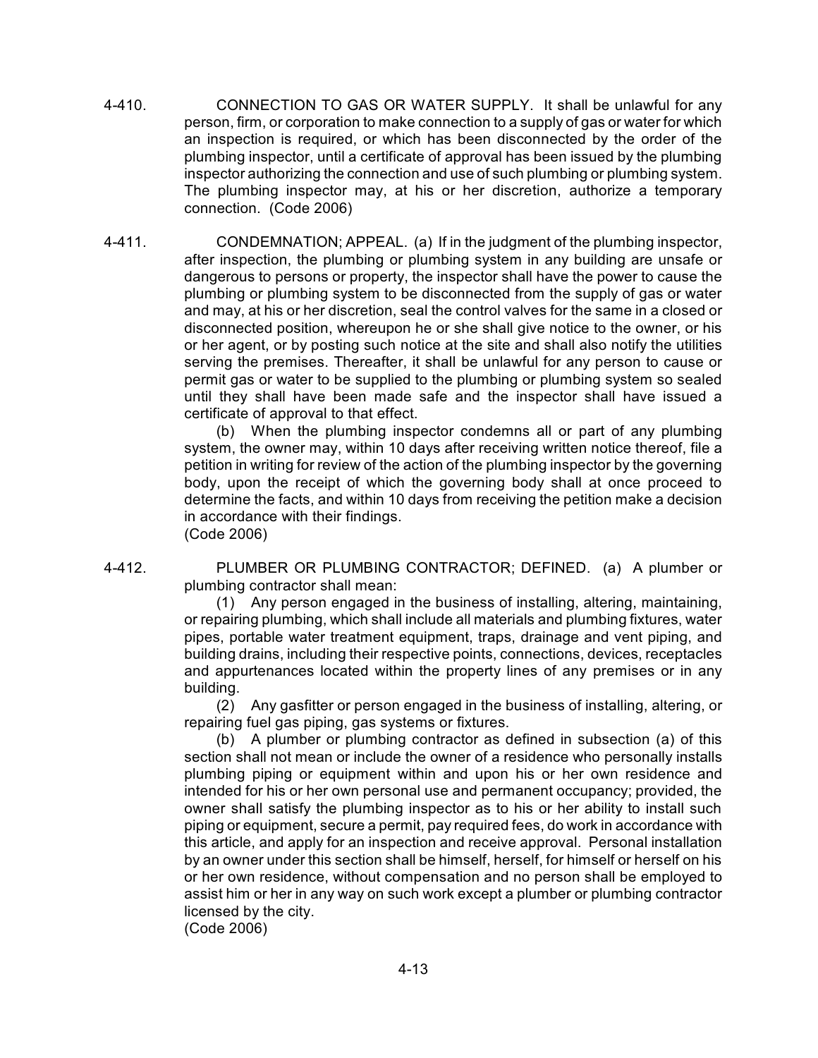4-410. CONNECTION TO GAS OR WATER SUPPLY. It shall be unlawful for any person, firm, or corporation to make connection to a supply of gas or water for which an inspection is required, or which has been disconnected by the order of the plumbing inspector, until a certificate of approval has been issued by the plumbing inspector authorizing the connection and use of such plumbing or plumbing system. The plumbing inspector may, at his or her discretion, authorize a temporary connection. (Code 2006)

4-411. CONDEMNATION; APPEAL. (a) If in the judgment of the plumbing inspector, after inspection, the plumbing or plumbing system in any building are unsafe or dangerous to persons or property, the inspector shall have the power to cause the plumbing or plumbing system to be disconnected from the supply of gas or water and may, at his or her discretion, seal the control valves for the same in a closed or disconnected position, whereupon he or she shall give notice to the owner, or his or her agent, or by posting such notice at the site and shall also notify the utilities serving the premises. Thereafter, it shall be unlawful for any person to cause or permit gas or water to be supplied to the plumbing or plumbing system so sealed until they shall have been made safe and the inspector shall have issued a certificate of approval to that effect.

(b) When the plumbing inspector condemns all or part of any plumbing system, the owner may, within 10 days after receiving written notice thereof, file a petition in writing for review of the action of the plumbing inspector by the governing body, upon the receipt of which the governing body shall at once proceed to determine the facts, and within 10 days from receiving the petition make a decision in accordance with their findings.
(Code 2006)

4-412. PLUMBER OR PLUMBING CONTRACTOR; DEFINED. (a) A plumber or plumbing contractor shall mean:

(1) Any person engaged in the business of installing, altering, maintaining, or repairing plumbing, which shall include all materials and plumbing fixtures, water pipes, portable water treatment equipment, traps, drainage and vent piping, and building drains, including their respective points, connections, devices, receptacles and appurtenances located within the property lines of any premises or in any building.

(2) Any gasfitter or person engaged in the business of installing, altering, or repairing fuel gas piping, gas systems or fixtures.

(b) A plumber or plumbing contractor as defined in subsection (a) of this section shall not mean or include the owner of a residence who personally installs plumbing piping or equipment within and upon his or her own residence and intended for his or her own personal use and permanent occupancy; provided, the owner shall satisfy the plumbing inspector as to his or her ability to install such piping or equipment, secure a permit, pay required fees, do work in accordance with this article, and apply for an inspection and receive approval. Personal installation by an owner under this section shall be himself, herself, for himself or herself on his or her own residence, without compensation and no person shall be employed to assist him or her in any way on such work except a plumber or plumbing contractor licensed by the city.
(Code 2006)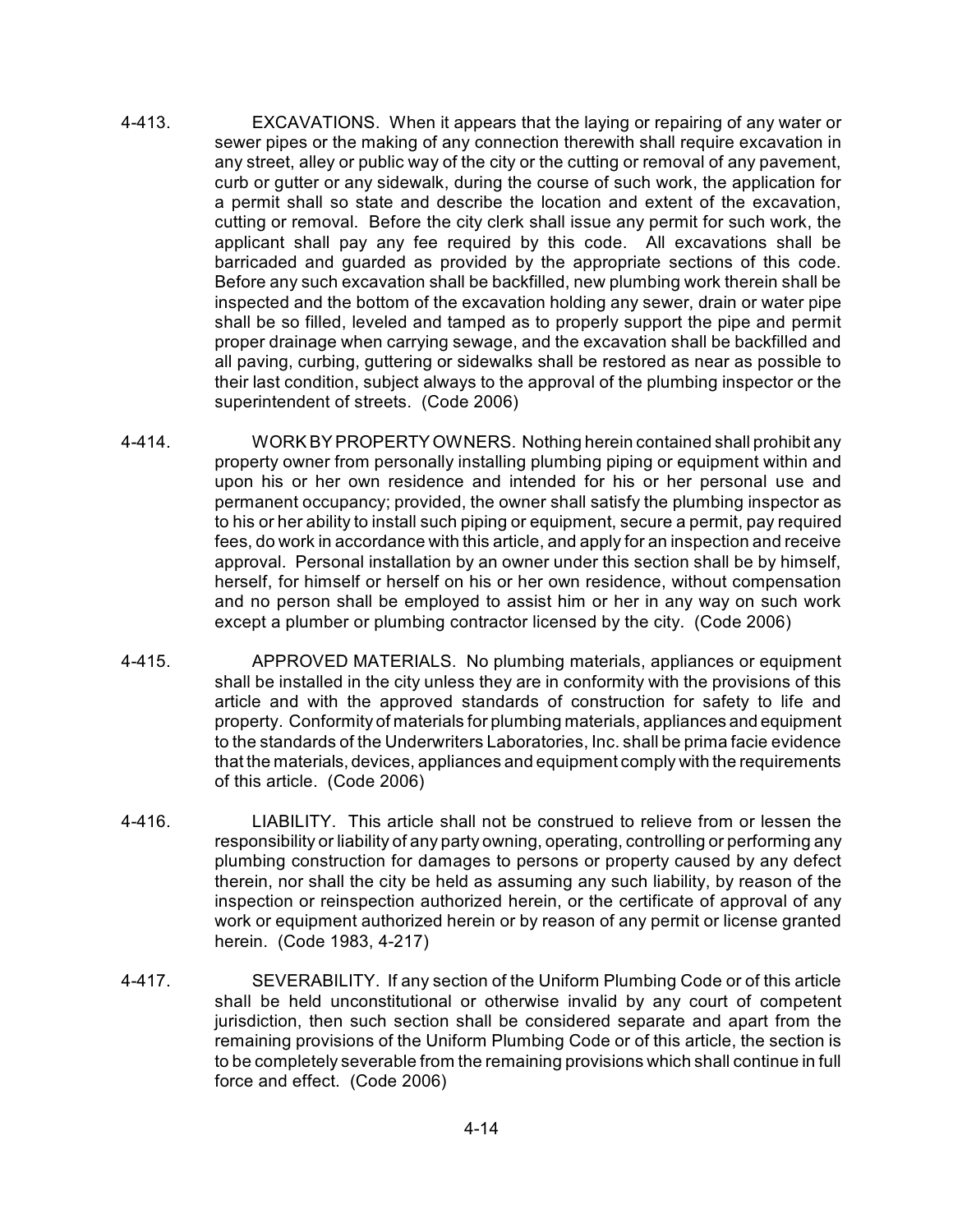4-413. EXCAVATIONS. When it appears that the laying or repairing of any water or sewer pipes or the making of any connection therewith shall require excavation in any street, alley or public way of the city or the cutting or removal of any pavement, curb or gutter or any sidewalk, during the course of such work, the application for a permit shall so state and describe the location and extent of the excavation, cutting or removal. Before the city clerk shall issue any permit for such work, the applicant shall pay any fee required by this code. All excavations shall be barricaded and guarded as provided by the appropriate sections of this code. Before any such excavation shall be backfilled, new plumbing work therein shall be inspected and the bottom of the excavation holding any sewer, drain or water pipe shall be so filled, leveled and tamped as to properly support the pipe and permit proper drainage when carrying sewage, and the excavation shall be backfilled and all paving, curbing, guttering or sidewalks shall be restored as near as possible to their last condition, subject always to the approval of the plumbing inspector or the superintendent of streets. (Code 2006)

4-414. WORK BY PROPERTY OWNERS. Nothing herein contained shall prohibit any property owner from personally installing plumbing piping or equipment within and upon his or her own residence and intended for his or her personal use and permanent occupancy; provided, the owner shall satisfy the plumbing inspector as to his or her ability to install such piping or equipment, secure a permit, pay required fees, do work in accordance with this article, and apply for an inspection and receive approval. Personal installation by an owner under this section shall be by himself, herself, for himself or herself on his or her own residence, without compensation and no person shall be employed to assist him or her in any way on such work except a plumber or plumbing contractor licensed by the city. (Code 2006)

4-415. APPROVED MATERIALS. No plumbing materials, appliances or equipment shall be installed in the city unless they are in conformity with the provisions of this article and with the approved standards of construction for safety to life and property. Conformity of materials for plumbing materials, appliances and equipment to the standards of the Underwriters Laboratories, Inc. shall be prima facie evidence that the materials, devices, appliances and equipment comply with the requirements of this article. (Code 2006)

4-416. LIABILITY. This article shall not be construed to relieve from or lessen the responsibility or liability of any party owning, operating, controlling or performing any plumbing construction for damages to persons or property caused by any defect therein, nor shall the city be held as assuming any such liability, by reason of the inspection or reinspection authorized herein, or the certificate of approval of any work or equipment authorized herein or by reason of any permit or license granted herein. (Code 1983, 4-217)

4-417. SEVERABILITY. If any section of the Uniform Plumbing Code or of this article shall be held unconstitutional or otherwise invalid by any court of competent jurisdiction, then such section shall be considered separate and apart from the remaining provisions of the Uniform Plumbing Code or of this article, the section is to be completely severable from the remaining provisions which shall continue in full force and effect. (Code 2006)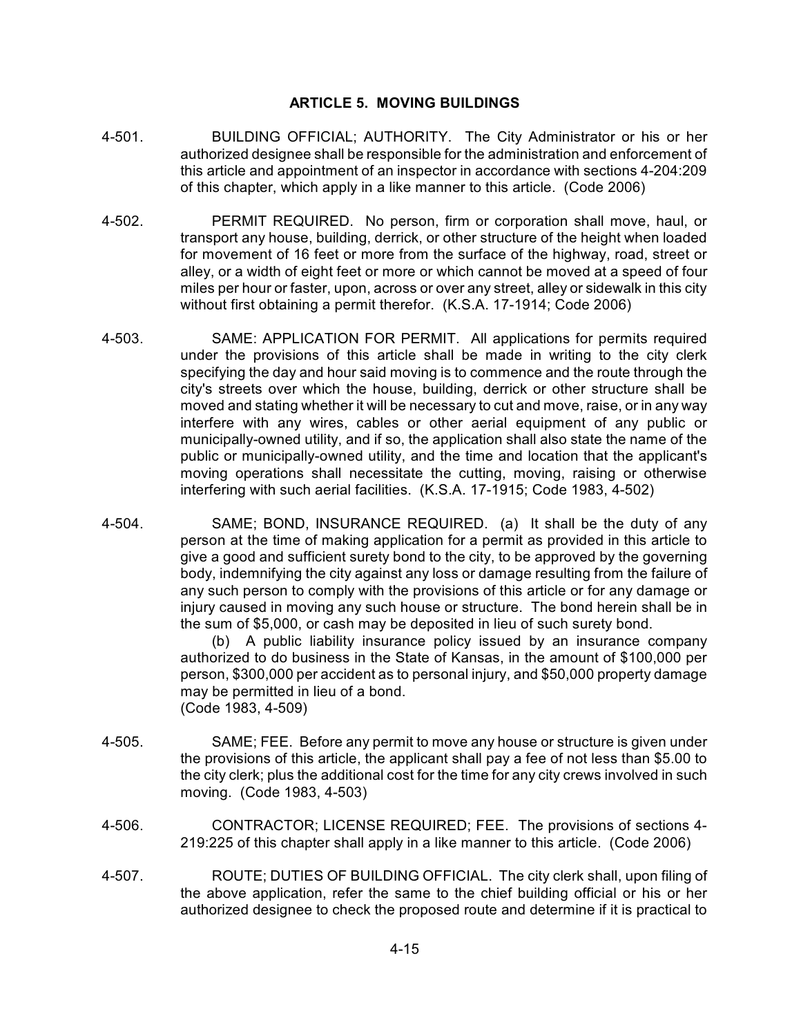## ARTICLE 5. MOVING BUILDINGS

4-501. BUILDING OFFICIAL; AUTHORITY. The City Administrator or his or her authorized designee shall be responsible for the administration and enforcement of this article and appointment of an inspector in accordance with sections 4-204:209 of this chapter, which apply in a like manner to this article. (Code 2006)

4-502. PERMIT REQUIRED. No person, firm or corporation shall move, haul, or transport any house, building, derrick, or other structure of the height when loaded for movement of 16 feet or more from the surface of the highway, road, street or alley, or a width of eight feet or more or which cannot be moved at a speed of four miles per hour or faster, upon, across or over any street, alley or sidewalk in this city without first obtaining a permit therefor. (K.S.A. 17-1914; Code 2006)

4-503. SAME: APPLICATION FOR PERMIT. All applications for permits required under the provisions of this article shall be made in writing to the city clerk specifying the day and hour said moving is to commence and the route through the city's streets over which the house, building, derrick or other structure shall be moved and stating whether it will be necessary to cut and move, raise, or in any way interfere with any wires, cables or other aerial equipment of any public or municipally-owned utility, and if so, the application shall also state the name of the public or municipally-owned utility, and the time and location that the applicant's moving operations shall necessitate the cutting, moving, raising or otherwise interfering with such aerial facilities. (K.S.A. 17-1915; Code 1983, 4-502)

4-504. SAME; BOND, INSURANCE REQUIRED. (a) It shall be the duty of any person at the time of making application for a permit as provided in this article to give a good and sufficient surety bond to the city, to be approved by the governing body, indemnifying the city against any loss or damage resulting from the failure of any such person to comply with the provisions of this article or for any damage or injury caused in moving any such house or structure. The bond herein shall be in the sum of $5,000, or cash may be deposited in lieu of such surety bond.

(b) A public liability insurance policy issued by an insurance company authorized to do business in the State of Kansas, in the amount of $100,000 per person, $300,000 per accident as to personal injury, and $50,000 property damage may be permitted in lieu of a bond.
(Code 1983, 4-509)

4-505. SAME; FEE. Before any permit to move any house or structure is given under the provisions of this article, the applicant shall pay a fee of not less than $5.00 to the city clerk; plus the additional cost for the time for any city crews involved in such moving. (Code 1983, 4-503)

4-506. CONTRACTOR; LICENSE REQUIRED; FEE. The provisions of sections 4-219:225 of this chapter shall apply in a like manner to this article. (Code 2006)

4-507. ROUTE; DUTIES OF BUILDING OFFICIAL. The city clerk shall, upon filing of the above application, refer the same to the chief building official or his or her authorized designee to check the proposed route and determine if it is practical to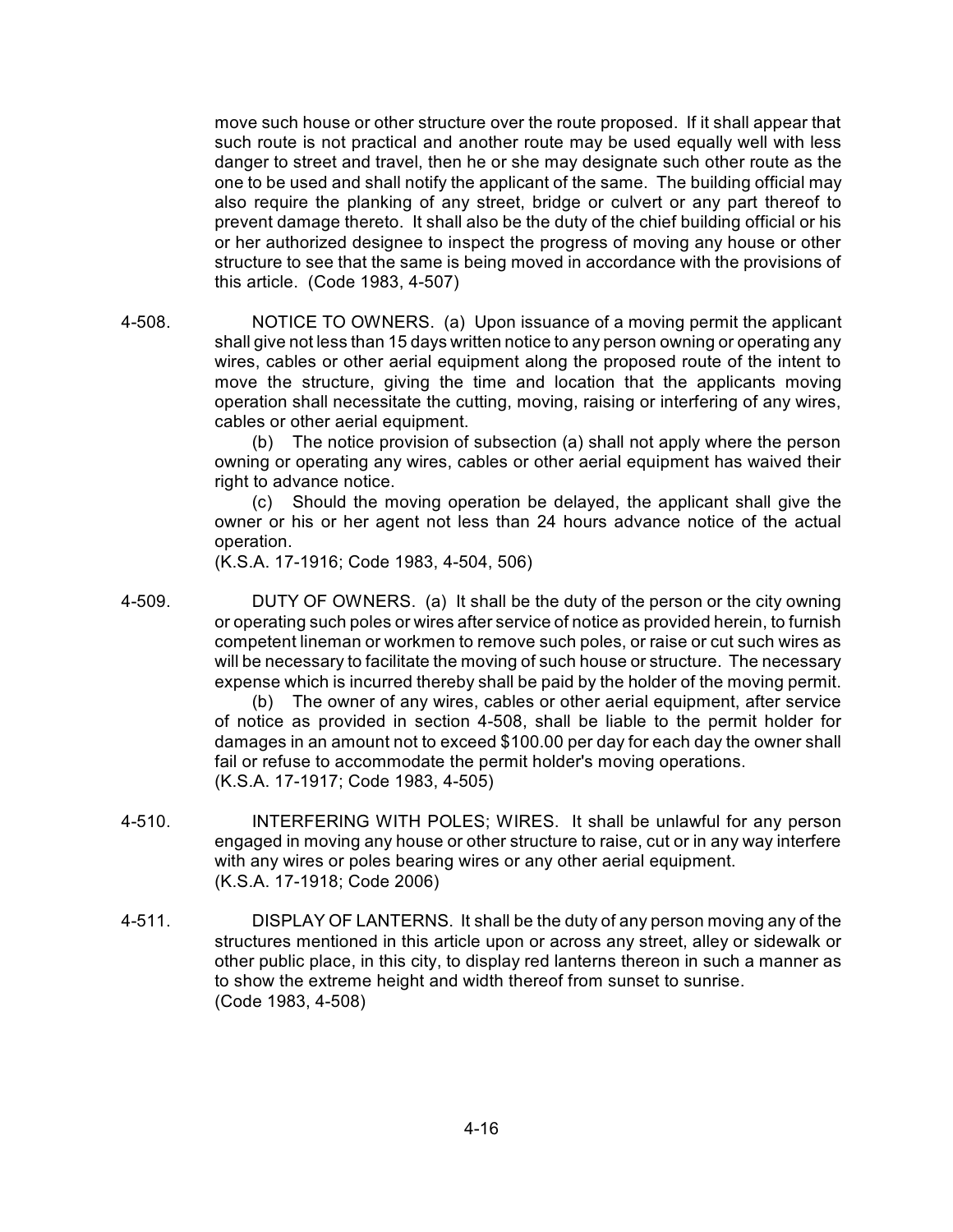move such house or other structure over the route proposed. If it shall appear that such route is not practical and another route may be used equally well with less danger to street and travel, then he or she may designate such other route as the one to be used and shall notify the applicant of the same. The building official may also require the planking of any street, bridge or culvert or any part thereof to prevent damage thereto. It shall also be the duty of the chief building official or his or her authorized designee to inspect the progress of moving any house or other structure to see that the same is being moved in accordance with the provisions of this article. (Code 1983, 4-507)

4-508. NOTICE TO OWNERS. (a) Upon issuance of a moving permit the applicant shall give not less than 15 days written notice to any person owning or operating any wires, cables or other aerial equipment along the proposed route of the intent to move the structure, giving the time and location that the applicants moving operation shall necessitate the cutting, moving, raising or interfering of any wires, cables or other aerial equipment.

(b) The notice provision of subsection (a) shall not apply where the person owning or operating any wires, cables or other aerial equipment has waived their right to advance notice.

(c) Should the moving operation be delayed, the applicant shall give the owner or his or her agent not less than 24 hours advance notice of the actual operation.

(K.S.A. 17-1916; Code 1983, 4-504, 506)

4-509. DUTY OF OWNERS. (a) It shall be the duty of the person or the city owning or operating such poles or wires after service of notice as provided herein, to furnish competent lineman or workmen to remove such poles, or raise or cut such wires as will be necessary to facilitate the moving of such house or structure. The necessary expense which is incurred thereby shall be paid by the holder of the moving permit.

(b) The owner of any wires, cables or other aerial equipment, after service of notice as provided in section 4-508, shall be liable to the permit holder for damages in an amount not to exceed $100.00 per day for each day the owner shall fail or refuse to accommodate the permit holder's moving operations.

(K.S.A. 17-1917; Code 1983, 4-505)

4-510. INTERFERING WITH POLES; WIRES. It shall be unlawful for any person engaged in moving any house or other structure to raise, cut or in any way interfere with any wires or poles bearing wires or any other aerial equipment.

(K.S.A. 17-1918; Code 2006)

4-511. DISPLAY OF LANTERNS. It shall be the duty of any person moving any of the structures mentioned in this article upon or across any street, alley or sidewalk or other public place, in this city, to display red lanterns thereon in such a manner as to show the extreme height and width thereof from sunset to sunrise.

(Code 1983, 4-508)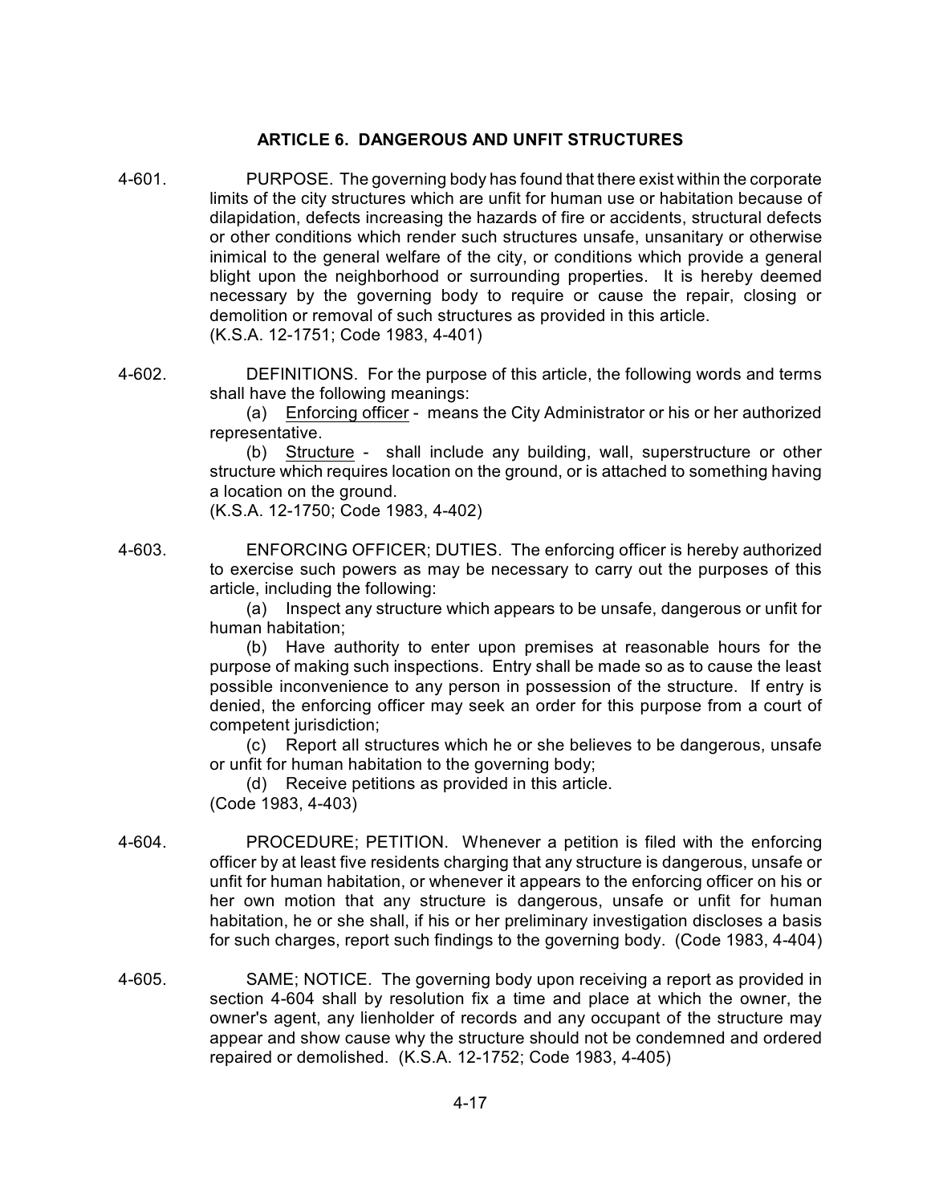## ARTICLE 6. DANGEROUS AND UNFIT STRUCTURES

4-601. PURPOSE. The governing body has found that there exist within the corporate limits of the city structures which are unfit for human use or habitation because of dilapidation, defects increasing the hazards of fire or accidents, structural defects or other conditions which render such structures unsafe, unsanitary or otherwise inimical to the general welfare of the city, or conditions which provide a general blight upon the neighborhood or surrounding properties. It is hereby deemed necessary by the governing body to require or cause the repair, closing or demolition or removal of such structures as provided in this article.
(K.S.A. 12-1751; Code 1983, 4-401)

4-602. DEFINITIONS. For the purpose of this article, the following words and terms shall have the following meanings:

(a) Enforcing officer - means the City Administrator or his or her authorized representative.

(b) Structure - shall include any building, wall, superstructure or other structure which requires location on the ground, or is attached to something having a location on the ground.

(K.S.A. 12-1750; Code 1983, 4-402)

4-603. ENFORCING OFFICER; DUTIES. The enforcing officer is hereby authorized to exercise such powers as may be necessary to carry out the purposes of this article, including the following:

(a) Inspect any structure which appears to be unsafe, dangerous or unfit for human habitation;

(b) Have authority to enter upon premises at reasonable hours for the purpose of making such inspections. Entry shall be made so as to cause the least possible inconvenience to any person in possession of the structure. If entry is denied, the enforcing officer may seek an order for this purpose from a court of competent jurisdiction;

(c) Report all structures which he or she believes to be dangerous, unsafe or unfit for human habitation to the governing body;

(d) Receive petitions as provided in this article.

(Code 1983, 4-403)

4-604. PROCEDURE; PETITION. Whenever a petition is filed with the enforcing officer by at least five residents charging that any structure is dangerous, unsafe or unfit for human habitation, or whenever it appears to the enforcing officer on his or her own motion that any structure is dangerous, unsafe or unfit for human habitation, he or she shall, if his or her preliminary investigation discloses a basis for such charges, report such findings to the governing body. (Code 1983, 4-404)

4-605. SAME; NOTICE. The governing body upon receiving a report as provided in section 4-604 shall by resolution fix a time and place at which the owner, the owner's agent, any lienholder of records and any occupant of the structure may appear and show cause why the structure should not be condemned and ordered repaired or demolished. (K.S.A. 12-1752; Code 1983, 4-405)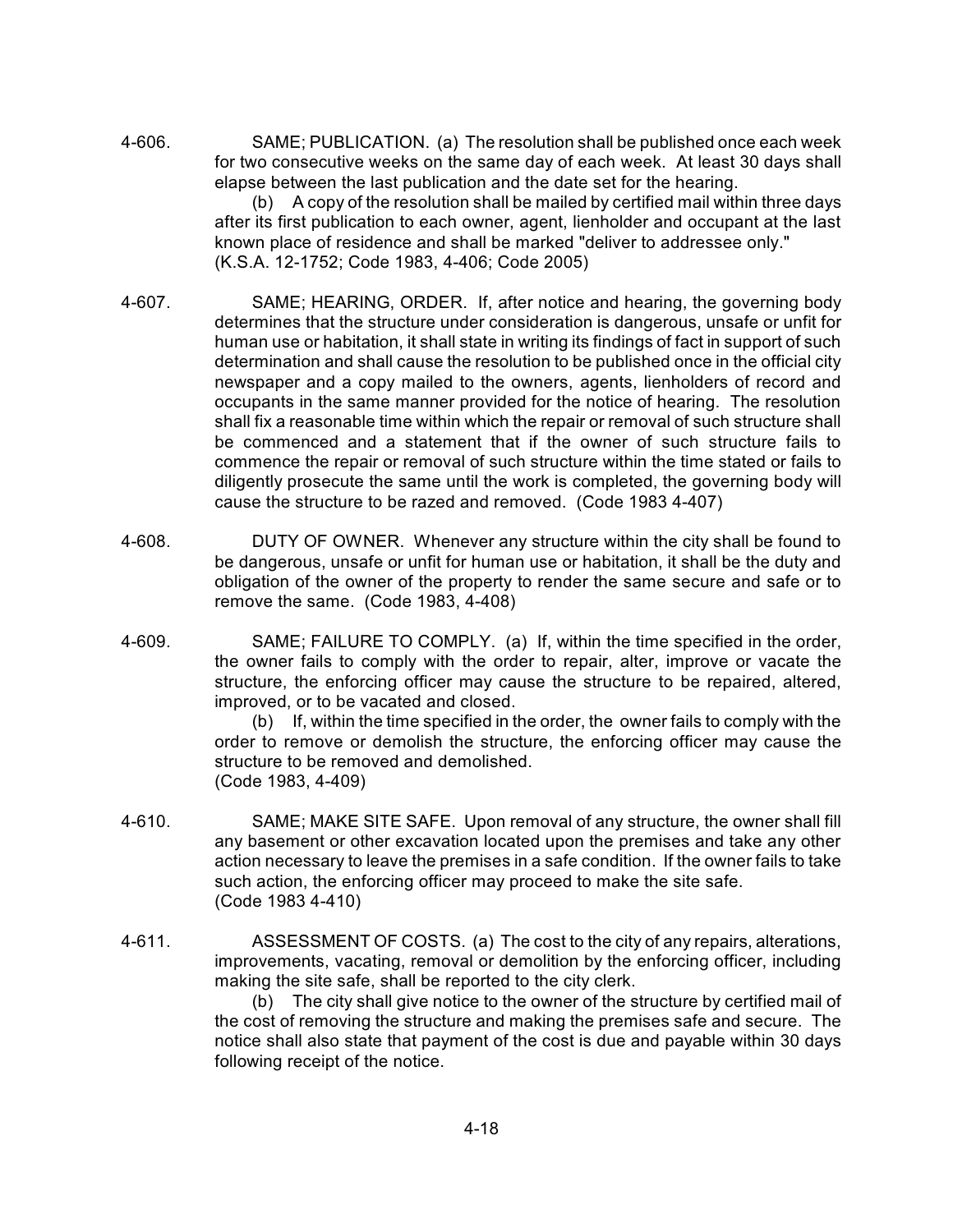4-606. SAME; PUBLICATION. (a) The resolution shall be published once each week for two consecutive weeks on the same day of each week. At least 30 days shall elapse between the last publication and the date set for the hearing.

(b) A copy of the resolution shall be mailed by certified mail within three days after its first publication to each owner, agent, lienholder and occupant at the last known place of residence and shall be marked "deliver to addressee only."
(K.S.A. 12-1752; Code 1983, 4-406; Code 2005)

4-607. SAME; HEARING, ORDER. If, after notice and hearing, the governing body determines that the structure under consideration is dangerous, unsafe or unfit for human use or habitation, it shall state in writing its findings of fact in support of such determination and shall cause the resolution to be published once in the official city newspaper and a copy mailed to the owners, agents, lienholders of record and occupants in the same manner provided for the notice of hearing. The resolution shall fix a reasonable time within which the repair or removal of such structure shall be commenced and a statement that if the owner of such structure fails to commence the repair or removal of such structure within the time stated or fails to diligently prosecute the same until the work is completed, the governing body will cause the structure to be razed and removed. (Code 1983 4-407)

4-608. DUTY OF OWNER. Whenever any structure within the city shall be found to be dangerous, unsafe or unfit for human use or habitation, it shall be the duty and obligation of the owner of the property to render the same secure and safe or to remove the same. (Code 1983, 4-408)

4-609. SAME; FAILURE TO COMPLY. (a) If, within the time specified in the order, the owner fails to comply with the order to repair, alter, improve or vacate the structure, the enforcing officer may cause the structure to be repaired, altered, improved, or to be vacated and closed.

(b) If, within the time specified in the order, the owner fails to comply with the order to remove or demolish the structure, the enforcing officer may cause the structure to be removed and demolished.
(Code 1983, 4-409)

4-610. SAME; MAKE SITE SAFE. Upon removal of any structure, the owner shall fill any basement or other excavation located upon the premises and take any other action necessary to leave the premises in a safe condition. If the owner fails to take such action, the enforcing officer may proceed to make the site safe.
(Code 1983 4-410)

4-611. ASSESSMENT OF COSTS. (a) The cost to the city of any repairs, alterations, improvements, vacating, removal or demolition by the enforcing officer, including making the site safe, shall be reported to the city clerk.

(b) The city shall give notice to the owner of the structure by certified mail of the cost of removing the structure and making the premises safe and secure. The notice shall also state that payment of the cost is due and payable within 30 days following receipt of the notice.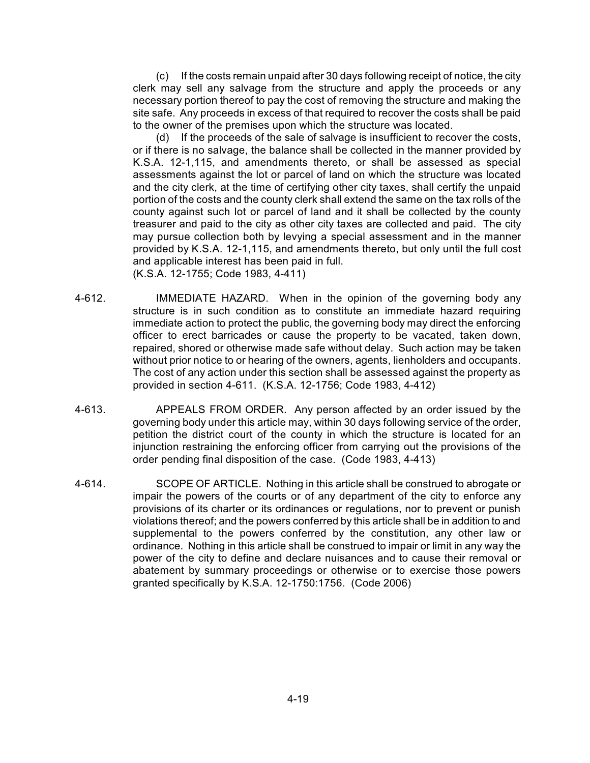(c) If the costs remain unpaid after 30 days following receipt of notice, the city clerk may sell any salvage from the structure and apply the proceeds or any necessary portion thereof to pay the cost of removing the structure and making the site safe. Any proceeds in excess of that required to recover the costs shall be paid to the owner of the premises upon which the structure was located.

(d) If the proceeds of the sale of salvage is insufficient to recover the costs, or if there is no salvage, the balance shall be collected in the manner provided by K.S.A. 12-1,115, and amendments thereto, or shall be assessed as special assessments against the lot or parcel of land on which the structure was located and the city clerk, at the time of certifying other city taxes, shall certify the unpaid portion of the costs and the county clerk shall extend the same on the tax rolls of the county against such lot or parcel of land and it shall be collected by the county treasurer and paid to the city as other city taxes are collected and paid. The city may pursue collection both by levying a special assessment and in the manner provided by K.S.A. 12-1,115, and amendments thereto, but only until the full cost and applicable interest has been paid in full.
(K.S.A. 12-1755; Code 1983, 4-411)

4-612. IMMEDIATE HAZARD. When in the opinion of the governing body any structure is in such condition as to constitute an immediate hazard requiring immediate action to protect the public, the governing body may direct the enforcing officer to erect barricades or cause the property to be vacated, taken down, repaired, shored or otherwise made safe without delay. Such action may be taken without prior notice to or hearing of the owners, agents, lienholders and occupants. The cost of any action under this section shall be assessed against the property as provided in section 4-611. (K.S.A. 12-1756; Code 1983, 4-412)

4-613. APPEALS FROM ORDER. Any person affected by an order issued by the governing body under this article may, within 30 days following service of the order, petition the district court of the county in which the structure is located for an injunction restraining the enforcing officer from carrying out the provisions of the order pending final disposition of the case. (Code 1983, 4-413)

4-614. SCOPE OF ARTICLE. Nothing in this article shall be construed to abrogate or impair the powers of the courts or of any department of the city to enforce any provisions of its charter or its ordinances or regulations, nor to prevent or punish violations thereof; and the powers conferred by this article shall be in addition to and supplemental to the powers conferred by the constitution, any other law or ordinance. Nothing in this article shall be construed to impair or limit in any way the power of the city to define and declare nuisances and to cause their removal or abatement by summary proceedings or otherwise or to exercise those powers granted specifically by K.S.A. 12-1750:1756. (Code 2006)